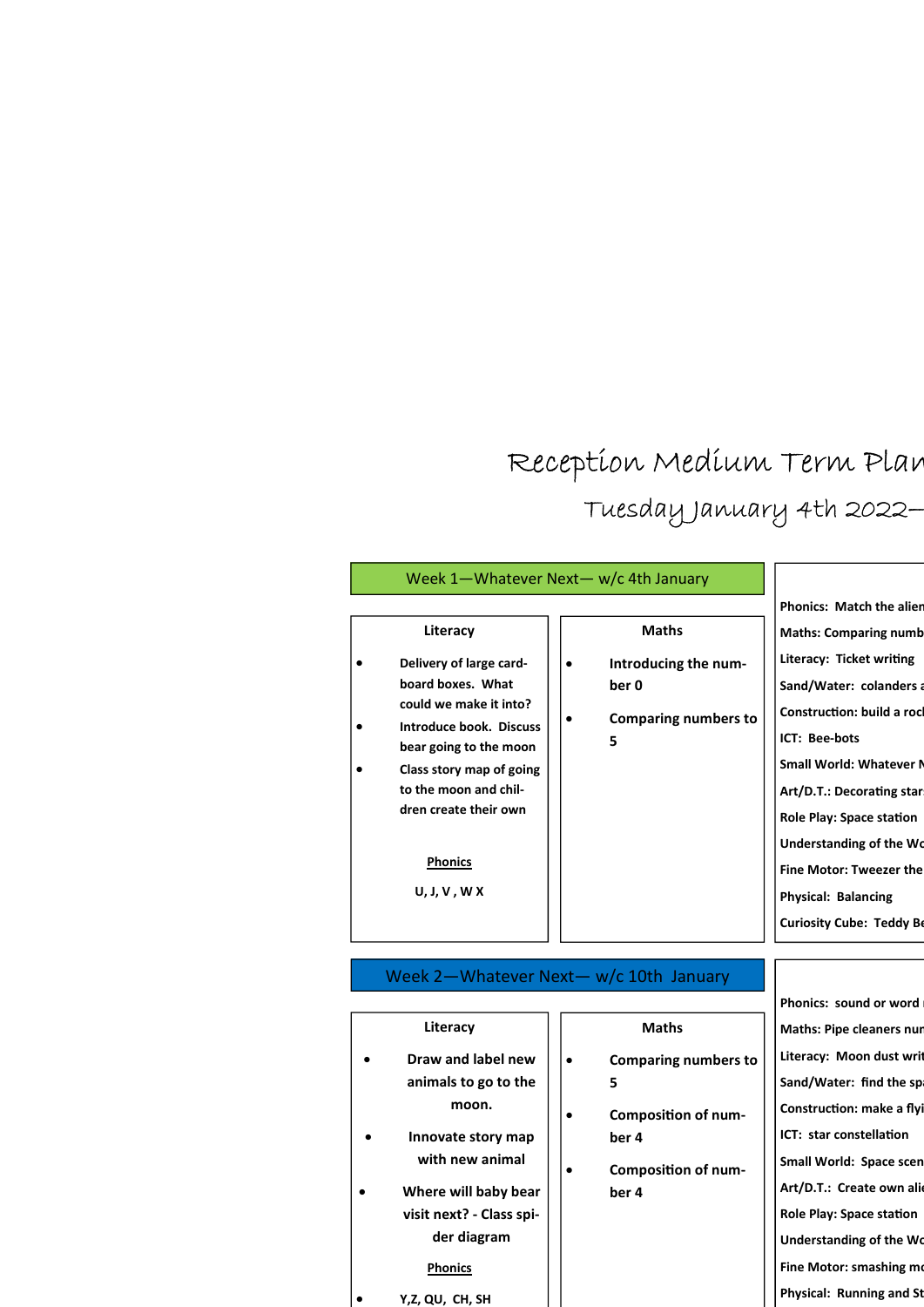# Reception Medium Term Plan

## Tuesday January 4th 2022—

### Week 1—Whatever Next— w/c 4th January

**Literacy**

- Delivery of large cardboard boxes. What could we make it into?
- Introduce book. Discuss bear going to the moon
- Class story map of going to the moon and children create their own

**Phonics**

U, J, V , W X

**Maths**

- Introducing the number 0
- Comparing numbers to 5

Phonics: Match the alien

Maths: Comparing numb

Literacy: Ticket writing

Sand/Water: colanders a

Construction: build a rock

ICT: Bee-bots

Small World: Whatever N

Art/D.T.: Decorating star

Role Play: Space station

Understanding of the Wo

Fine Motor: Tweezer the

Physical: Balancing

Curiosity Cube: Teddy Be

### Week 2—Whatever Next— w/c 10th January

**Literacy**

- Draw and label new animals to go to the moon.
- Innovate story map with new animal
- Where will baby bear visit next? - Class spider diagram

**Phonics**

- Y,Z, QU, CH, SH

**Maths**

- Comparing numbers to 5
- Composition of number 4
- Composition of number 4

Phonics: sound or word

Maths: Pipe cleaners num

Literacy: Moon dust writ

Sand/Water: find the spa

Construction: make a flyi

ICT: star constellation

Small World: Space scen

Art/D.T.: Create own alie

Role Play: Space station

Understanding of the Wo

Fine Motor: smashing mo

Physical: Running and St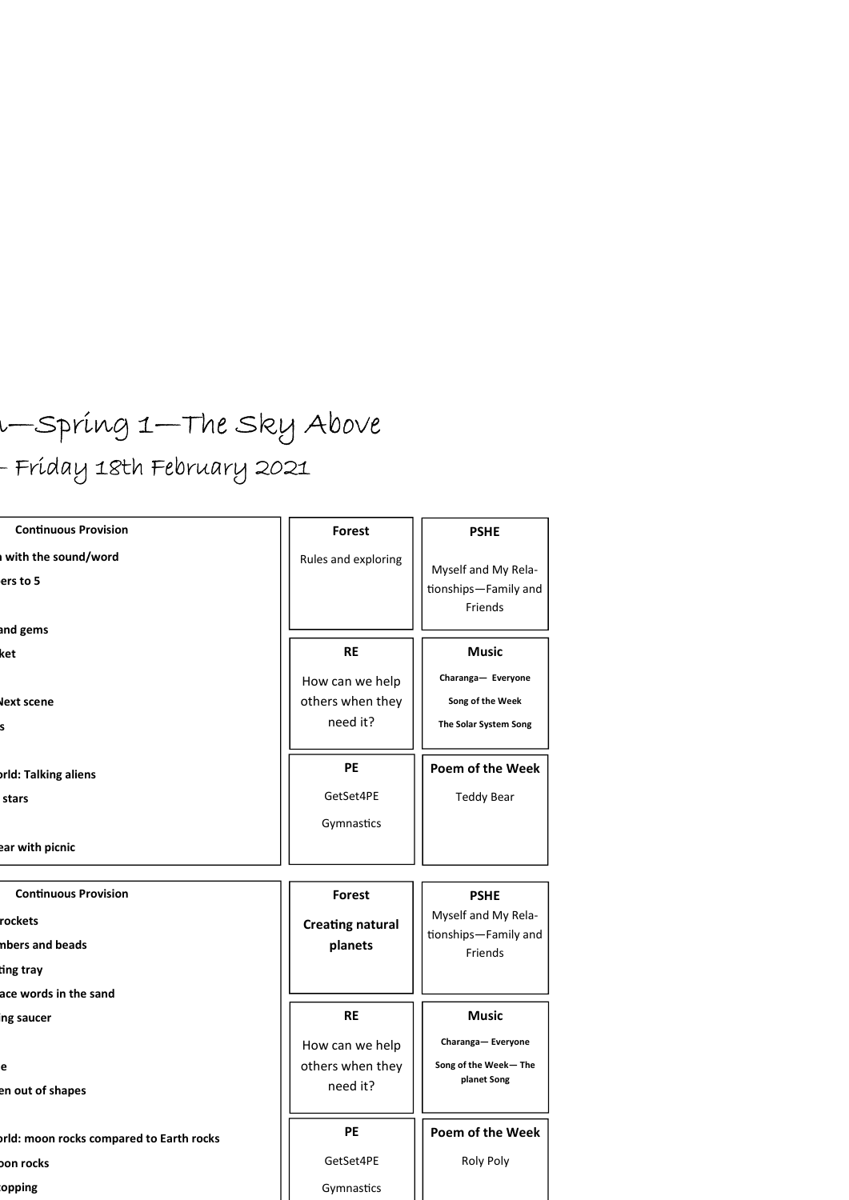# —Spring 1—The Sky Above

## - Friday 18th February 2021

| Continuous Provision | Forest | PSHE |
|---|---|---|
| with the sound/word | Rules and exploring | Myself and My Relationships—Family and Friends |
| ers to 5 | | |
| and gems | | |
| ket | | |
| Next scene | | |
| s | | |
| orld: Talking aliens | | |
| stars | | |
| ear with picnic | | |

| RE | Music |
|---|---|
| How can we help others when they need it? | Charanga— Everyone<br>Song of the Week<br>The Solar System Song |

| PE | Poem of the Week |
|---|---|
| GetSet4PE<br>Gymnastics | Teddy Bear |

| Continuous Provision | Forest | PSHE |
|---|---|---|
| rockets | **Creating natural planets** | Myself and My Relationships—Family and Friends |
| mbers and beads | | |
| ting tray | | |
| ace words in the sand | | |
| ing saucer | | |
| e | | |
| en out of shapes | | |
| orld: moon rocks compared to Earth rocks | | |
| oon rocks | | |
| opping | | |

| RE | Music |
|---|---|
| How can we help others when they need it? | Charanga— Everyone<br>Song of the Week— The planet Song |

| PE | Poem of the Week |
|---|---|
| GetSet4PE<br>Gymnastics | Roly Poly |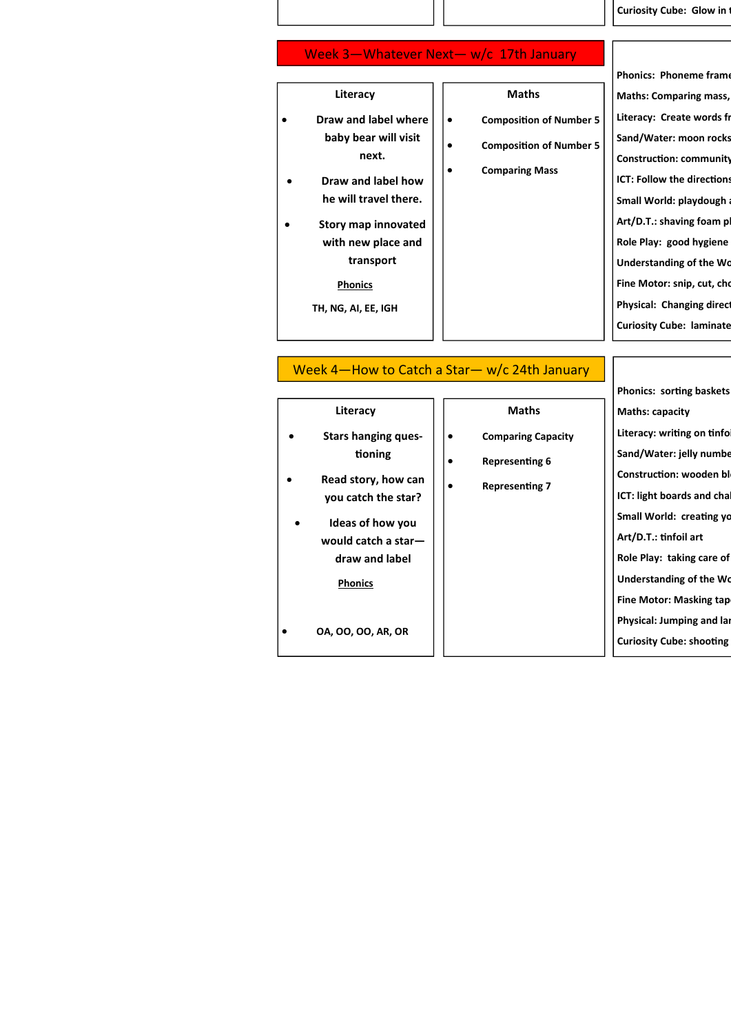Curiosity Cube:  Glow in t

## Week 3—Whatever Next— w/c  17th January

**Literacy**

- Draw and label where baby bear will visit next.
- Draw and label how he will travel there.
- Story map innovated with new place and transport

**Phonics**

TH, NG, AI, EE, IGH

**Maths**

- Composition of Number 5
- Composition of Number 5
- Comparing Mass

Phonics:  Phoneme frame
Maths: Comparing mass,
Literacy:  Create words fr
Sand/Water: moon rocks
Construction: community
ICT: Follow the directions
Small World: playdough a
Art/D.T.: shaving foam pl
Role Play:  good hygiene
Understanding of the Wo
Fine Motor: snip, cut, cho
Physical:  Changing direct
Curiosity Cube:  laminate

## Week 4—How to Catch a Star— w/c 24th January

**Literacy**

- Stars hanging questioning
- Read story, how can you catch the star?
- Ideas of how you would catch a star—draw and label

**Phonics**

- OA, OO, OO, AR, OR

**Maths**

- Comparing Capacity
- Representing 6
- Representing 7

Phonics:  sorting baskets
Maths: capacity
Literacy: writing on tinfo
Sand/Water: jelly numbe
Construction: wooden bl
ICT: light boards and cha
Small World:  creating yo
Art/D.T.: tinfoil art
Role Play:  taking care of
Understanding of the Wo
Fine Motor: Masking tape
Physical: Jumping and lan
Curiosity Cube: shooting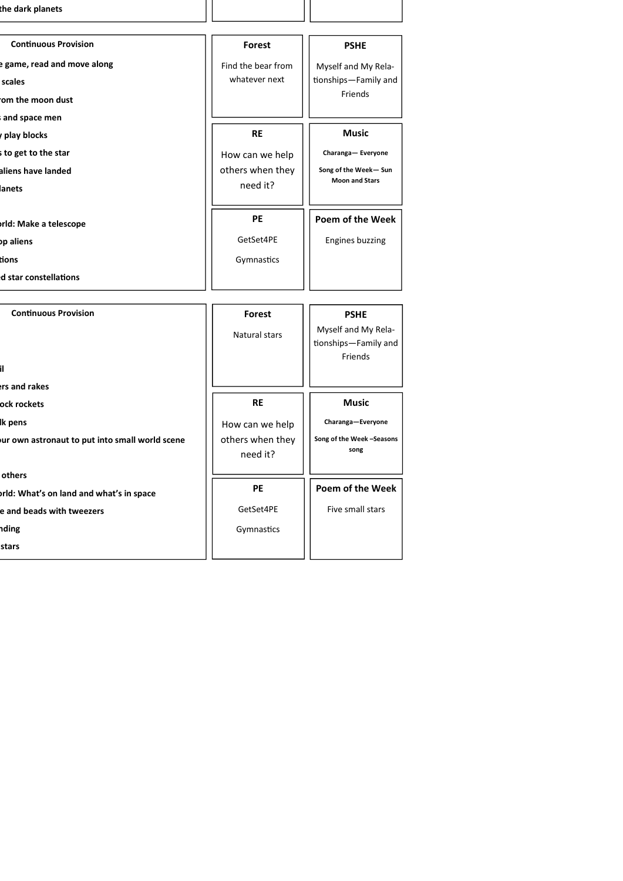the dark planets

**Continuous Provision**

- e game, read and move along
- scales
- rom the moon dust
- s and space men
- play blocks
- s to get to the star
- aliens have landed
- lanets
- rld: Make a telescope
- p aliens
- ions
- d star constellations

**Forest**

Find the bear from whatever next

**PSHE**

Myself and My Relationships—Family and Friends

**RE**

How can we help others when they need it?

**Music**

**Charanga— Everyone**

**Song of the Week— Sun Moon and Stars**

**PE**

GetSet4PE

Gymnastics

**Poem of the Week**

Engines buzzing

**Continuous Provision**

- il
- ers and rakes
- ock rockets
- lk pens
- ur own astronaut to put into small world scene
- others
- rld: What's on land and what's in space
- e and beads with tweezers
- nding
- stars

**Forest**

Natural stars

**PSHE**

Myself and My Relationships—Family and Friends

**RE**

How can we help others when they need it?

**Music**

**Charanga—Everyone**

**Song of the Week –Seasons song**

**PE**

GetSet4PE

Gymnastics

**Poem of the Week**

Five small stars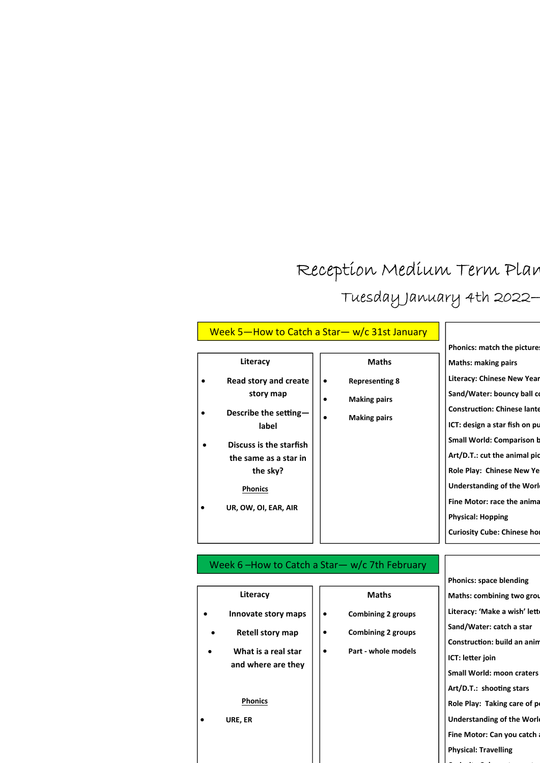# Reception Medium Term Plan

## Tuesday January 4th 2022—

### Week 5—How to Catch a Star— w/c 31st January

**Literacy**

- Read story and create story map
- Describe the setting—label
- Discuss is the starfish the same as a star in the sky?

**Phonics**

- UR, OW, OI, EAR, AIR

**Maths**

- Representing 8
- Making pairs
- Making pairs

**Phonics:** match the picture

**Maths:** making pairs

**Literacy:** Chinese New Year

**Sand/Water:** bouncy ball co

**Construction:** Chinese lante

**ICT:** design a star fish on pu

**Small World:** Comparison b

**Art/D.T.:** cut the animal pic

**Role Play:** Chinese New Ye

**Understanding of the Worl**

**Fine Motor:** race the anima

**Physical:** Hopping

**Curiosity Cube:** Chinese ho

### Week 6 –How to Catch a Star— w/c 7th February

**Literacy**

- Innovate story maps
- Retell story map
- What is a real star and where are they

**Phonics**

- URE, ER

**Maths**

- Combining 2 groups
- Combining 2 groups
- Part - whole models

**Phonics:** space blending

**Maths:** combining two grou

**Literacy:** 'Make a wish' lett

**Sand/Water:** catch a star

**Construction:** build an anim

**ICT:** letter join

**Small World:** moon craters

**Art/D.T.:** shooting stars

**Role Play:** Taking care of p

**Understanding of the Worl**

**Fine Motor:** Can you catch

**Physical:** Travelling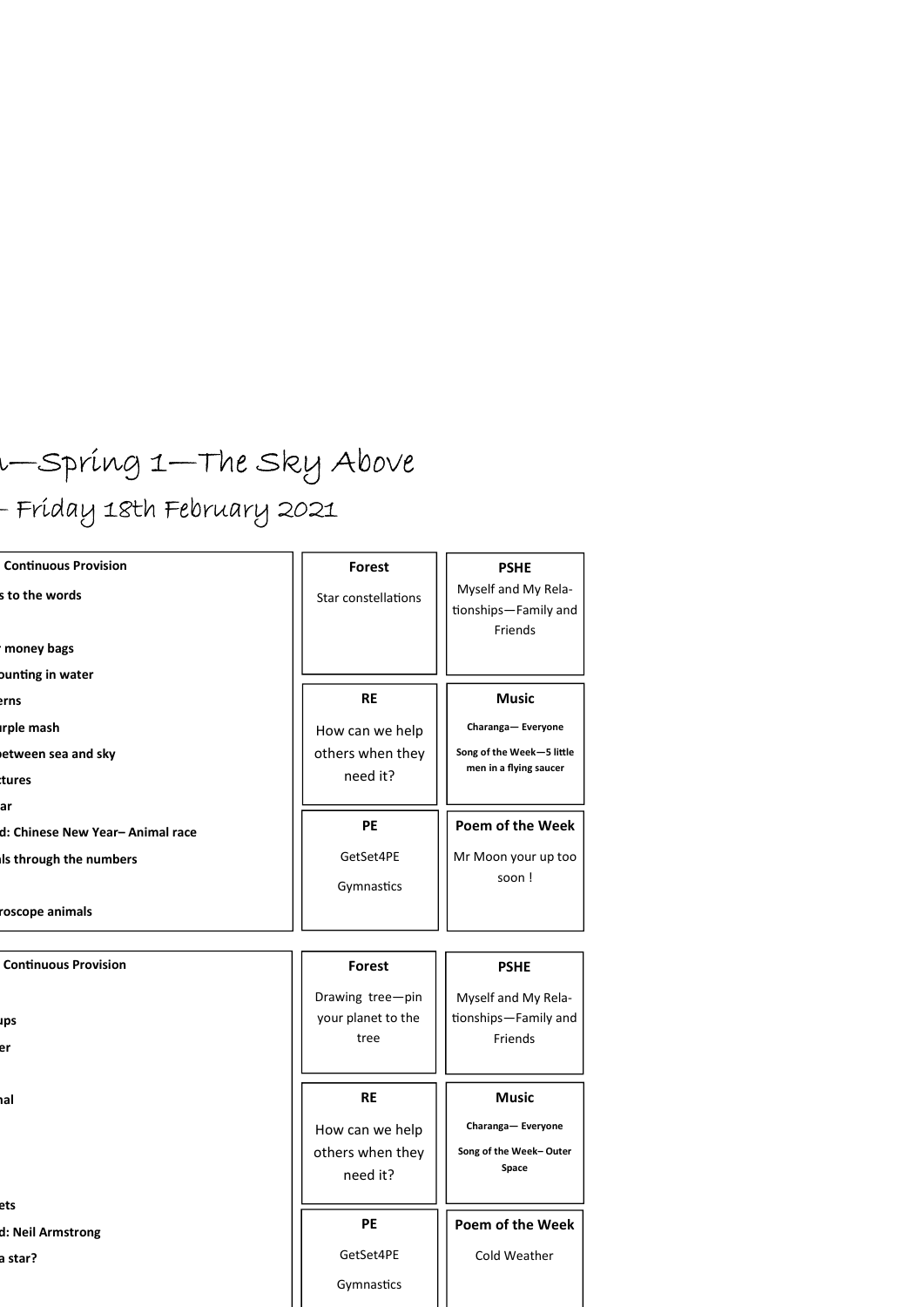# —Spring 1—The Sky Above

## - Friday 18th February 2021

**Continuous Provision**

**s to the words**

**money bags**

**ounting in water**

**erns**

**rple mash**

**between sea and sky**

**tures**

**ar**

**d: Chinese New Year– Animal race**

**ls through the numbers**

**roscope animals**

| **Forest** | **PSHE** |
|---|---|
| Star constellations | Myself and My Relationships—Family and Friends |
| **RE** | **Music** |
| How can we help others when they need it? | **Charanga— Everyone** **Song of the Week—5 little men in a flying saucer** |
| **PE** | **Poem of the Week** |
| GetSet4PE Gymnastics | Mr Moon your up too soon ! |

**Continuous Provision**

**ups**

**er**

**hal**

**ets**

**d: Neil Armstrong**

**a star?**

| **Forest** | **PSHE** |
|---|---|
| Drawing tree—pin your planet to the tree | Myself and My Relationships—Family and Friends |
| **RE** | **Music** |
| How can we help others when they need it? | **Charanga— Everyone** **Song of the Week– Outer Space** |
| **PE** | **Poem of the Week** |
| GetSet4PE Gymnastics | Cold Weather |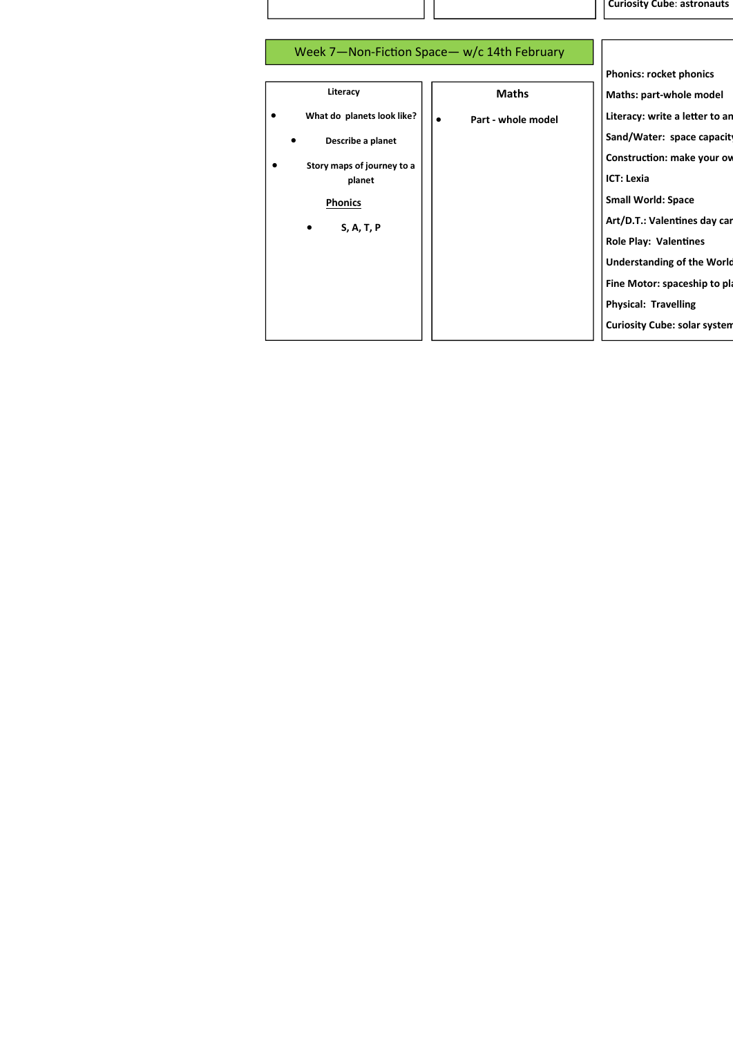Curiosity Cube: astronauts

## Week 7—Non-Fiction Space— w/c 14th February

**Literacy**

- **What do planets look like?**
- **Describe a planet**
- **Story maps of journey to a planet**

**Phonics**

- **S, A, T, P**

**Maths**

- **Part - whole model**

**Phonics: rocket phonics**

**Maths: part-whole model**

**Literacy: write a letter to an**

**Sand/Water: space capacity**

**Construction: make your ow**

**ICT: Lexia**

**Small World: Space**

**Art/D.T.: Valentines day car**

**Role Play: Valentines**

**Understanding of the World**

**Fine Motor: spaceship to pla**

**Physical: Travelling**

**Curiosity Cube: solar system**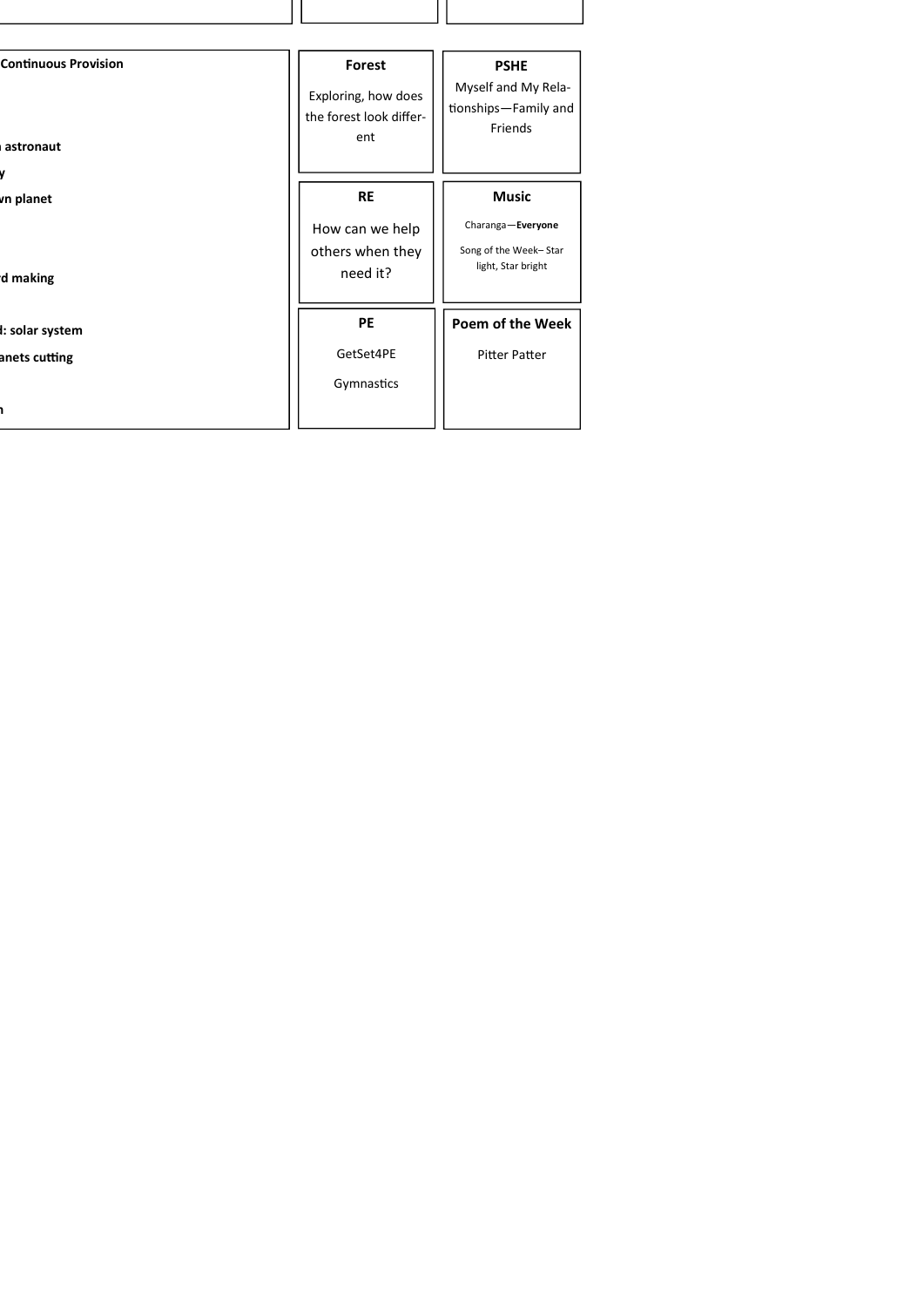**Continuous Provision**

**astronaut**

**y**

**vn planet**

**d making**

**l: solar system**

**anets cutting**

**n**

**Forest**

Exploring, how does the forest look different

**PSHE**

Myself and My Relationships—Family and Friends

**RE**

How can we help others when they need it?

**Music**

Charanga—**Everyone**

Song of the Week– Star light, Star bright

**PE**

GetSet4PE

Gymnastics

**Poem of the Week**

Pitter Patter